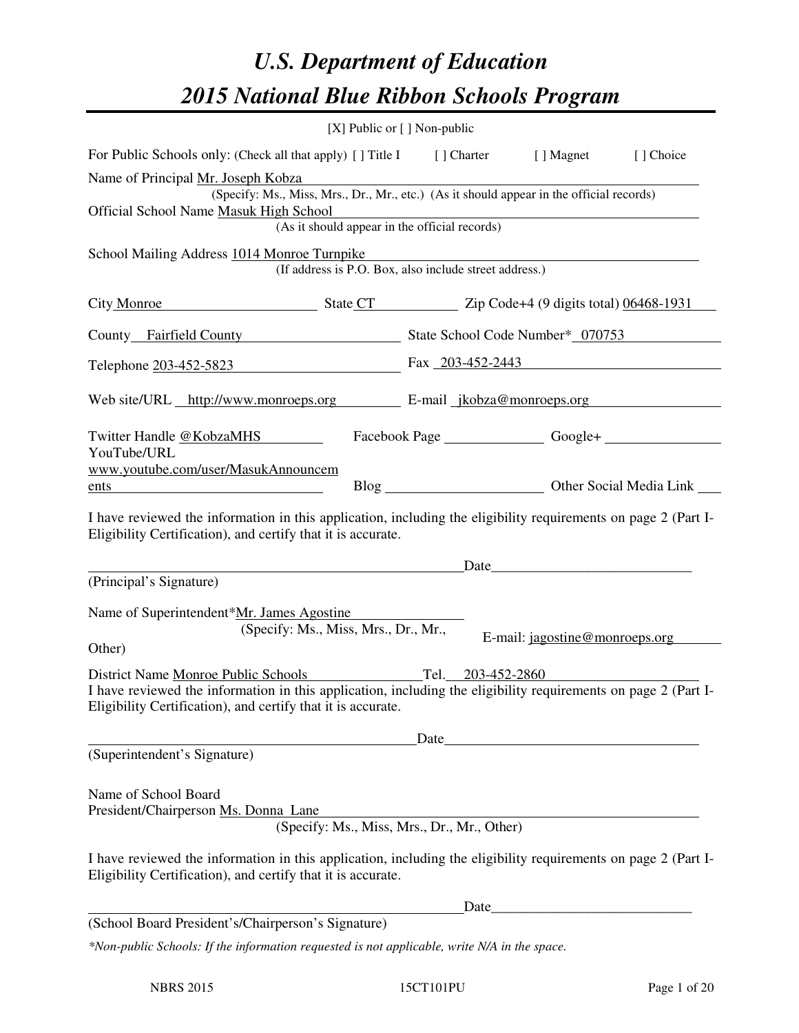# *U.S. Department of Education*

# *2015 National Blue Ribbon Schools Program*

[X] Public or [ ] Non-public

For Public Schools only: (Check all that apply) [ ] Title I [ ] Charter [ ] Magnet [ ] Choice

Name of Principal Mr. Joseph Kobza
(Specify: Ms., Miss, Mrs., Dr., Mr., etc.) (As it should appear in the official records)

Official School Name Masuk High School
(As it should appear in the official records)

School Mailing Address 1014 Monroe Turnpike
(If address is P.O. Box, also include street address.)

City Monroe State CT Zip Code+4 (9 digits total) 06468-1931

County Fairfield County State School Code Number* 070753

Telephone 203-452-5823 Fax 203-452-2443

Web site/URL http://www.monroeps.org E-mail jkobza@monroeps.org

Twitter Handle @KobzaMHS Facebook Page ______ Google+ ______

YouTube/URL www.youtube.com/user/MasukAnnouncements Blog ______ Other Social Media Link ______

I have reviewed the information in this application, including the eligibility requirements on page 2 (Part I-Eligibility Certification), and certify that it is accurate.

_______________________________ Date_______________

(Principal's Signature)

Name of Superintendent* Mr. James Agostine
(Specify: Ms., Miss, Mrs., Dr., Mr., Other)

E-mail: jagostine@monroeps.org

District Name Monroe Public Schools Tel. 203-452-2860

I have reviewed the information in this application, including the eligibility requirements on page 2 (Part I-Eligibility Certification), and certify that it is accurate.

_______________________________ Date_______________

(Superintendent's Signature)

Name of School Board President/Chairperson Ms. Donna Lane
(Specify: Ms., Miss, Mrs., Dr., Mr., Other)

I have reviewed the information in this application, including the eligibility requirements on page 2 (Part I-Eligibility Certification), and certify that it is accurate.

_______________________________ Date_______________

(School Board President's/Chairperson's Signature)

*\*Non-public Schools: If the information requested is not applicable, write N/A in the space.*

NBRS 2015 15CT101PU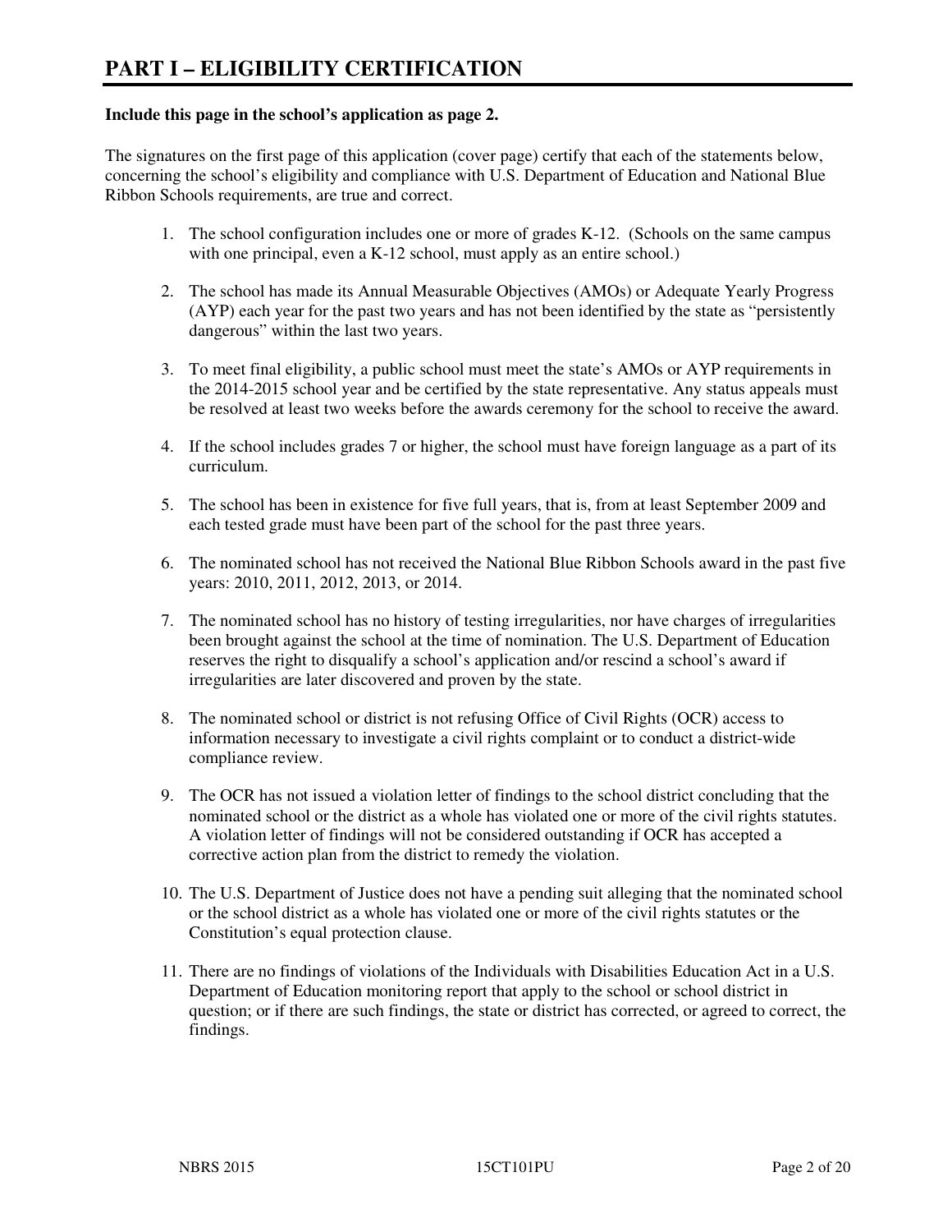# PART I – ELIGIBILITY CERTIFICATION

**Include this page in the school's application as page 2.**

The signatures on the first page of this application (cover page) certify that each of the statements below, concerning the school's eligibility and compliance with U.S. Department of Education and National Blue Ribbon Schools requirements, are true and correct.

1. The school configuration includes one or more of grades K-12. (Schools on the same campus with one principal, even a K-12 school, must apply as an entire school.)

2. The school has made its Annual Measurable Objectives (AMOs) or Adequate Yearly Progress (AYP) each year for the past two years and has not been identified by the state as "persistently dangerous" within the last two years.

3. To meet final eligibility, a public school must meet the state's AMOs or AYP requirements in the 2014-2015 school year and be certified by the state representative. Any status appeals must be resolved at least two weeks before the awards ceremony for the school to receive the award.

4. If the school includes grades 7 or higher, the school must have foreign language as a part of its curriculum.

5. The school has been in existence for five full years, that is, from at least September 2009 and each tested grade must have been part of the school for the past three years.

6. The nominated school has not received the National Blue Ribbon Schools award in the past five years: 2010, 2011, 2012, 2013, or 2014.

7. The nominated school has no history of testing irregularities, nor have charges of irregularities been brought against the school at the time of nomination. The U.S. Department of Education reserves the right to disqualify a school's application and/or rescind a school's award if irregularities are later discovered and proven by the state.

8. The nominated school or district is not refusing Office of Civil Rights (OCR) access to information necessary to investigate a civil rights complaint or to conduct a district-wide compliance review.

9. The OCR has not issued a violation letter of findings to the school district concluding that the nominated school or the district as a whole has violated one or more of the civil rights statutes. A violation letter of findings will not be considered outstanding if OCR has accepted a corrective action plan from the district to remedy the violation.

10. The U.S. Department of Justice does not have a pending suit alleging that the nominated school or the school district as a whole has violated one or more of the civil rights statutes or the Constitution's equal protection clause.

11. There are no findings of violations of the Individuals with Disabilities Education Act in a U.S. Department of Education monitoring report that apply to the school or school district in question; or if there are such findings, the state or district has corrected, or agreed to correct, the findings.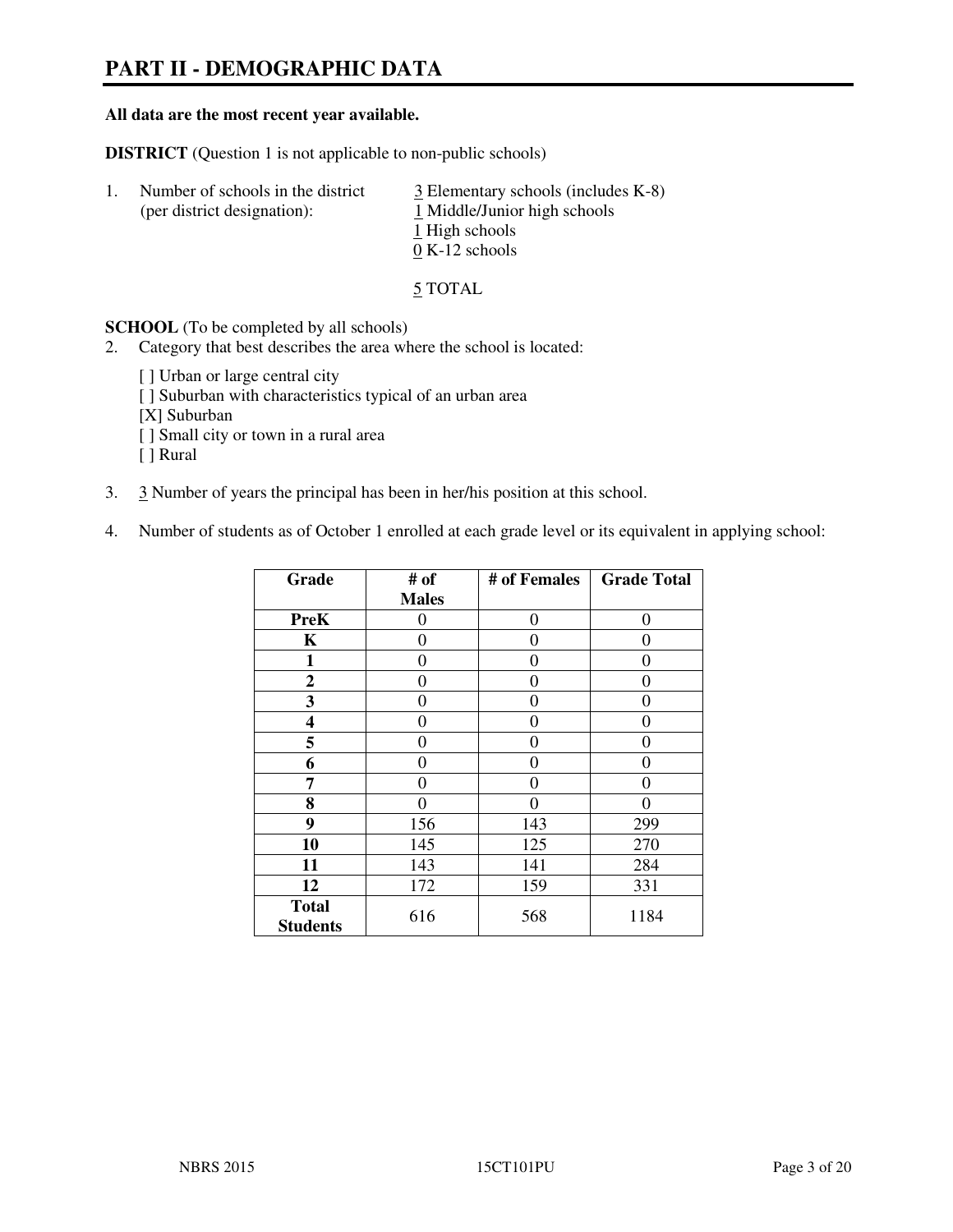# PART II - DEMOGRAPHIC DATA

**All data are the most recent year available.**

**DISTRICT** (Question 1 is not applicable to non-public schools)

1. Number of schools in the district (per district designation):
   3 Elementary schools (includes K-8)
   1 Middle/Junior high schools
   1 High schools
   0 K-12 schools

   5 TOTAL

**SCHOOL** (To be completed by all schools)

2. Category that best describes the area where the school is located:

   [ ] Urban or large central city
   [ ] Suburban with characteristics typical of an urban area
   [X] Suburban
   [ ] Small city or town in a rural area
   [ ] Rural

3. 3 Number of years the principal has been in her/his position at this school.

4. Number of students as of October 1 enrolled at each grade level or its equivalent in applying school:

| Grade | # of Males | # of Females | Grade Total |
|---|---|---|---|
| **PreK** | 0 | 0 | 0 |
| **K** | 0 | 0 | 0 |
| **1** | 0 | 0 | 0 |
| **2** | 0 | 0 | 0 |
| **3** | 0 | 0 | 0 |
| **4** | 0 | 0 | 0 |
| **5** | 0 | 0 | 0 |
| **6** | 0 | 0 | 0 |
| **7** | 0 | 0 | 0 |
| **8** | 0 | 0 | 0 |
| **9** | 156 | 143 | 299 |
| **10** | 145 | 125 | 270 |
| **11** | 143 | 141 | 284 |
| **12** | 172 | 159 | 331 |
| **Total Students** | 616 | 568 | 1184 |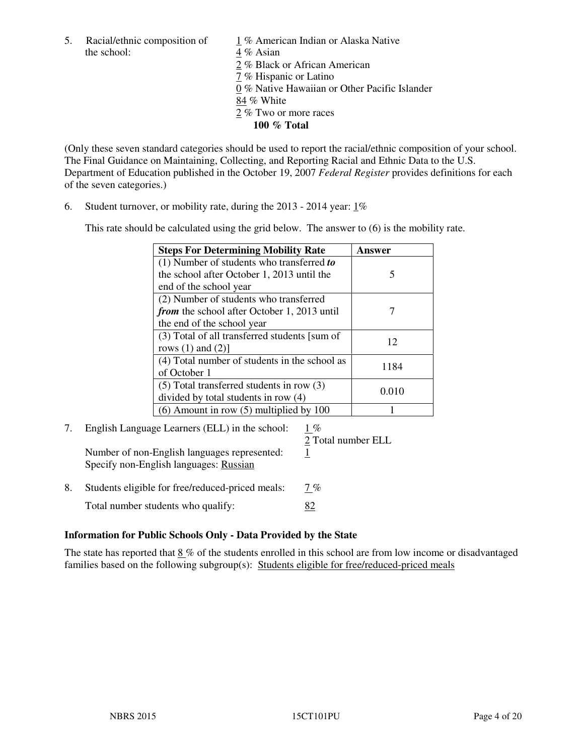5. Racial/ethnic composition of the school:

1 % American Indian or Alaska Native
4 % Asian
2 % Black or African American
7 % Hispanic or Latino
0 % Native Hawaiian or Other Pacific Islander
84 % White
2 % Two or more races
**100 % Total**

(Only these seven standard categories should be used to report the racial/ethnic composition of your school. The Final Guidance on Maintaining, Collecting, and Reporting Racial and Ethnic Data to the U.S. Department of Education published in the October 19, 2007 *Federal Register* provides definitions for each of the seven categories.)

6. Student turnover, or mobility rate, during the 2013 - 2014 year: 1%

This rate should be calculated using the grid below. The answer to (6) is the mobility rate.

| **Steps For Determining Mobility Rate** | **Answer** |
|---|---|
| (1) Number of students who transferred ***to*** the school after October 1, 2013 until the end of the school year | 5 |
| (2) Number of students who transferred ***from*** the school after October 1, 2013 until the end of the school year | 7 |
| (3) Total of all transferred students [sum of rows (1) and (2)] | 12 |
| (4) Total number of students in the school as of October 1 | 1184 |
| (5) Total transferred students in row (3) divided by total students in row (4) | 0.010 |
| (6) Amount in row (5) multiplied by 100 | 1 |

7. English Language Learners (ELL) in the school: 1 %
2 Total number ELL

Number of non-English languages represented: 1
Specify non-English languages: Russian

8. Students eligible for free/reduced-priced meals: 7 %

Total number students who qualify: 82

### Information for Public Schools Only - Data Provided by the State

The state has reported that 8 % of the students enrolled in this school are from low income or disadvantaged families based on the following subgroup(s): Students eligible for free/reduced-priced meals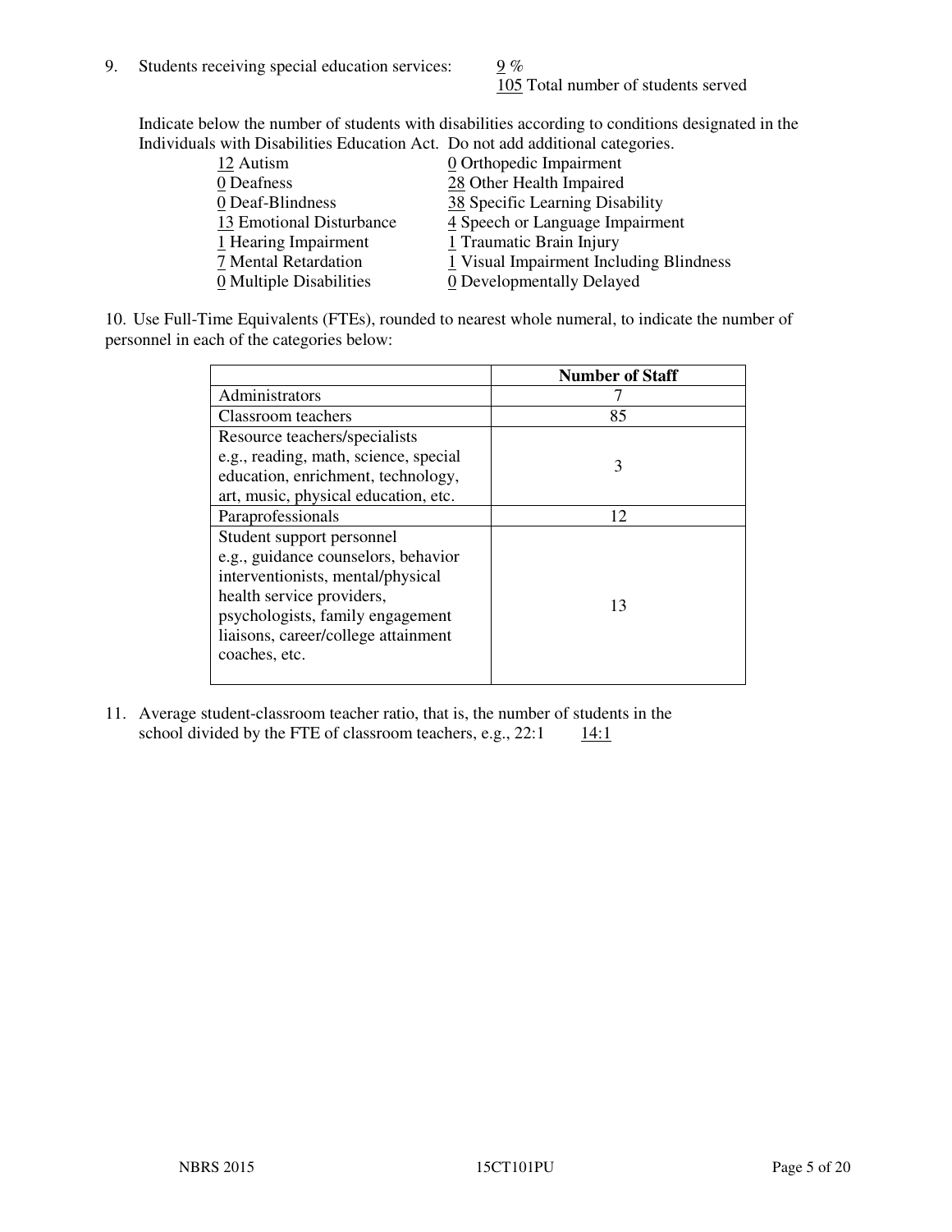9. Students receiving special education services: 9 %
105 Total number of students served

Indicate below the number of students with disabilities according to conditions designated in the Individuals with Disabilities Education Act. Do not add additional categories.

| | |
|---|---|
| 12 Autism | 0 Orthopedic Impairment |
| 0 Deafness | 28 Other Health Impaired |
| 0 Deaf-Blindness | 38 Specific Learning Disability |
| 13 Emotional Disturbance | 4 Speech or Language Impairment |
| 1 Hearing Impairment | 1 Traumatic Brain Injury |
| 7 Mental Retardation | 1 Visual Impairment Including Blindness |
| 0 Multiple Disabilities | 0 Developmentally Delayed |

10. Use Full-Time Equivalents (FTEs), rounded to nearest whole numeral, to indicate the number of personnel in each of the categories below:

| | Number of Staff |
|---|---|
| Administrators | 7 |
| Classroom teachers | 85 |
| Resource teachers/specialists e.g., reading, math, science, special education, enrichment, technology, art, music, physical education, etc. | 3 |
| Paraprofessionals | 12 |
| Student support personnel e.g., guidance counselors, behavior interventionists, mental/physical health service providers, psychologists, family engagement liaisons, career/college attainment coaches, etc. | 13 |

11. Average student-classroom teacher ratio, that is, the number of students in the school divided by the FTE of classroom teachers, e.g., 22:1 14:1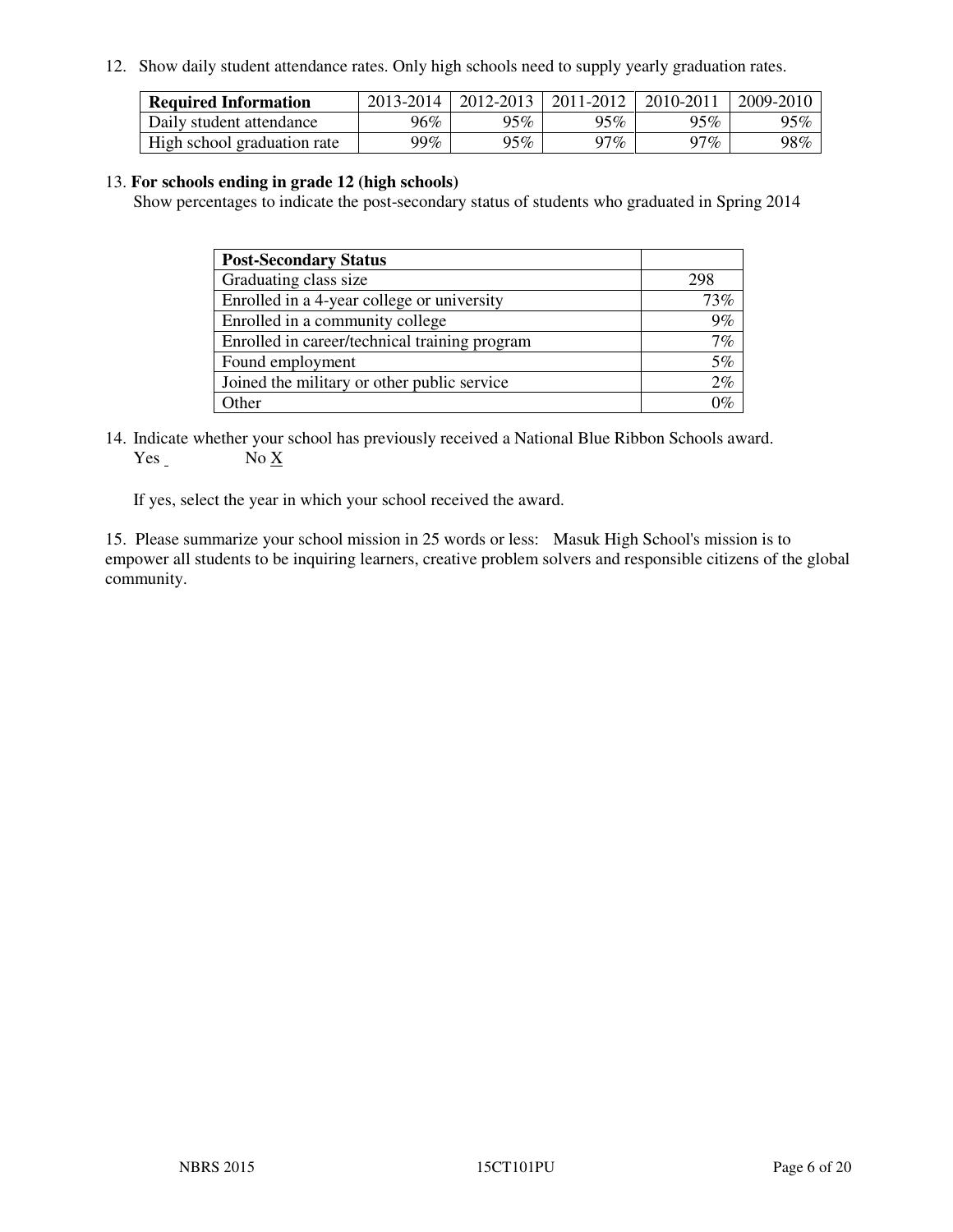12. Show daily student attendance rates. Only high schools need to supply yearly graduation rates.

| **Required Information** | 2013-2014 | 2012-2013 | 2011-2012 | 2010-2011 | 2009-2010 |
|---|---|---|---|---|---|
| Daily student attendance | 96% | 95% | 95% | 95% | 95% |
| High school graduation rate | 99% | 95% | 97% | 97% | 98% |

13. **For schools ending in grade 12 (high schools)**
Show percentages to indicate the post-secondary status of students who graduated in Spring 2014

| **Post-Secondary Status** | |
|---|---|
| Graduating class size | 298 |
| Enrolled in a 4-year college or university | 73% |
| Enrolled in a community college | 9% |
| Enrolled in career/technical training program | 7% |
| Found employment | 5% |
| Joined the military or other public service | 2% |
| Other | 0% |

14. Indicate whether your school has previously received a National Blue Ribbon Schools award.
Yes ___ No X

If yes, select the year in which your school received the award.

15. Please summarize your school mission in 25 words or less: Masuk High School's mission is to empower all students to be inquiring learners, creative problem solvers and responsible citizens of the global community.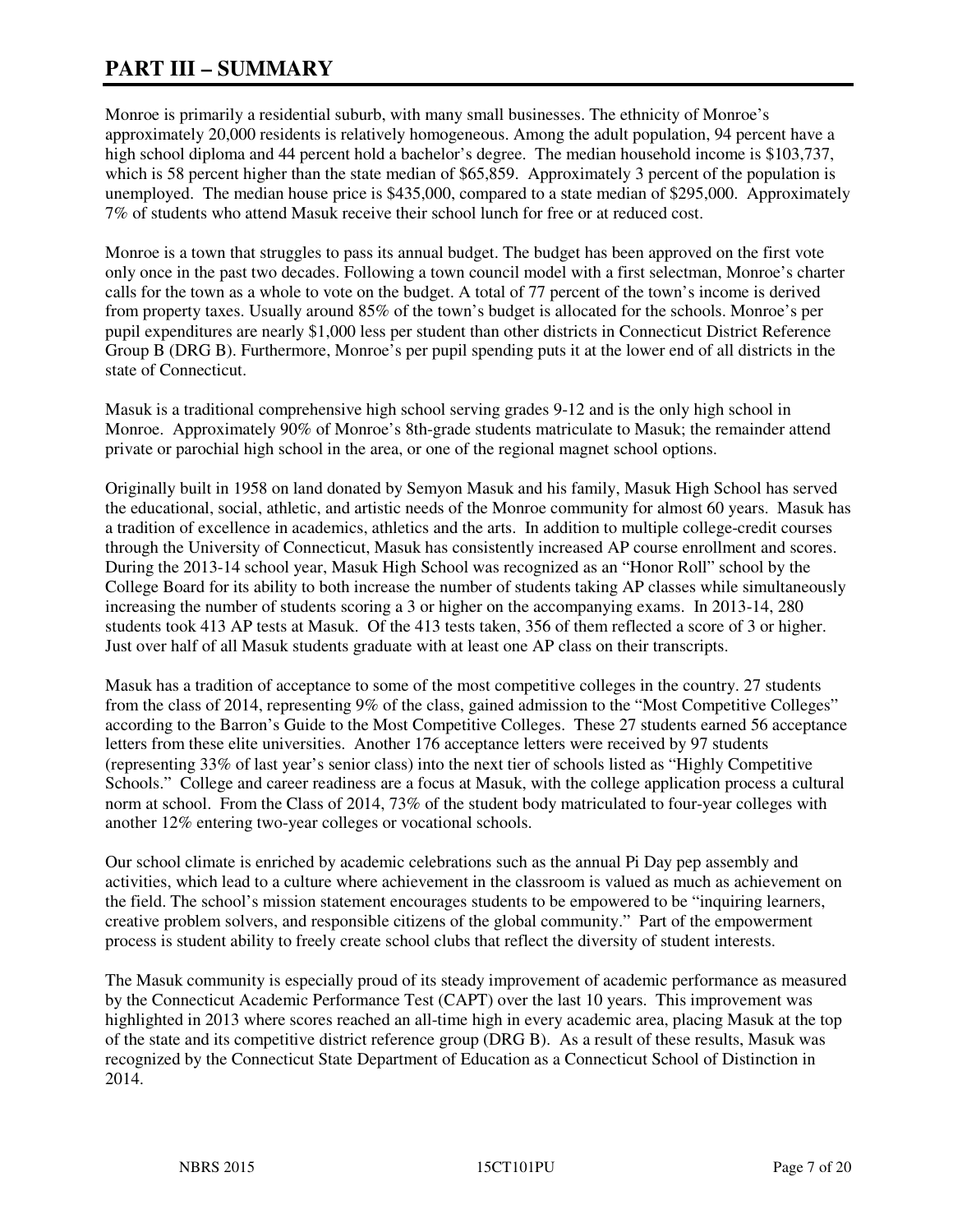# PART III – SUMMARY

Monroe is primarily a residential suburb, with many small businesses. The ethnicity of Monroe's approximately 20,000 residents is relatively homogeneous. Among the adult population, 94 percent have a high school diploma and 44 percent hold a bachelor's degree. The median household income is $103,737, which is 58 percent higher than the state median of $65,859. Approximately 3 percent of the population is unemployed. The median house price is $435,000, compared to a state median of $295,000. Approximately 7% of students who attend Masuk receive their school lunch for free or at reduced cost.

Monroe is a town that struggles to pass its annual budget. The budget has been approved on the first vote only once in the past two decades. Following a town council model with a first selectman, Monroe's charter calls for the town as a whole to vote on the budget. A total of 77 percent of the town's income is derived from property taxes. Usually around 85% of the town's budget is allocated for the schools. Monroe's per pupil expenditures are nearly $1,000 less per student than other districts in Connecticut District Reference Group B (DRG B). Furthermore, Monroe's per pupil spending puts it at the lower end of all districts in the state of Connecticut.

Masuk is a traditional comprehensive high school serving grades 9-12 and is the only high school in Monroe. Approximately 90% of Monroe's 8th-grade students matriculate to Masuk; the remainder attend private or parochial high school in the area, or one of the regional magnet school options.

Originally built in 1958 on land donated by Semyon Masuk and his family, Masuk High School has served the educational, social, athletic, and artistic needs of the Monroe community for almost 60 years. Masuk has a tradition of excellence in academics, athletics and the arts. In addition to multiple college-credit courses through the University of Connecticut, Masuk has consistently increased AP course enrollment and scores. During the 2013-14 school year, Masuk High School was recognized as an "Honor Roll" school by the College Board for its ability to both increase the number of students taking AP classes while simultaneously increasing the number of students scoring a 3 or higher on the accompanying exams. In 2013-14, 280 students took 413 AP tests at Masuk. Of the 413 tests taken, 356 of them reflected a score of 3 or higher. Just over half of all Masuk students graduate with at least one AP class on their transcripts.

Masuk has a tradition of acceptance to some of the most competitive colleges in the country. 27 students from the class of 2014, representing 9% of the class, gained admission to the "Most Competitive Colleges" according to the Barron's Guide to the Most Competitive Colleges. These 27 students earned 56 acceptance letters from these elite universities. Another 176 acceptance letters were received by 97 students (representing 33% of last year's senior class) into the next tier of schools listed as "Highly Competitive Schools." College and career readiness are a focus at Masuk, with the college application process a cultural norm at school. From the Class of 2014, 73% of the student body matriculated to four-year colleges with another 12% entering two-year colleges or vocational schools.

Our school climate is enriched by academic celebrations such as the annual Pi Day pep assembly and activities, which lead to a culture where achievement in the classroom is valued as much as achievement on the field. The school's mission statement encourages students to be empowered to be "inquiring learners, creative problem solvers, and responsible citizens of the global community." Part of the empowerment process is student ability to freely create school clubs that reflect the diversity of student interests.

The Masuk community is especially proud of its steady improvement of academic performance as measured by the Connecticut Academic Performance Test (CAPT) over the last 10 years. This improvement was highlighted in 2013 where scores reached an all-time high in every academic area, placing Masuk at the top of the state and its competitive district reference group (DRG B). As a result of these results, Masuk was recognized by the Connecticut State Department of Education as a Connecticut School of Distinction in 2014.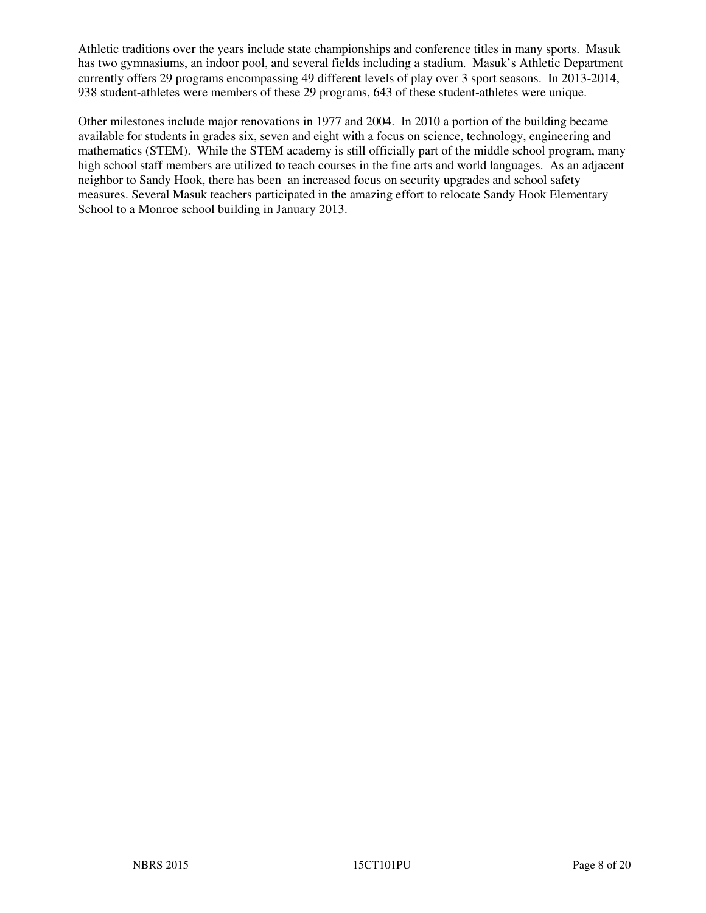Athletic traditions over the years include state championships and conference titles in many sports. Masuk has two gymnasiums, an indoor pool, and several fields including a stadium. Masuk's Athletic Department currently offers 29 programs encompassing 49 different levels of play over 3 sport seasons. In 2013-2014, 938 student-athletes were members of these 29 programs, 643 of these student-athletes were unique.

Other milestones include major renovations in 1977 and 2004. In 2010 a portion of the building became available for students in grades six, seven and eight with a focus on science, technology, engineering and mathematics (STEM). While the STEM academy is still officially part of the middle school program, many high school staff members are utilized to teach courses in the fine arts and world languages. As an adjacent neighbor to Sandy Hook, there has been an increased focus on security upgrades and school safety measures. Several Masuk teachers participated in the amazing effort to relocate Sandy Hook Elementary School to a Monroe school building in January 2013.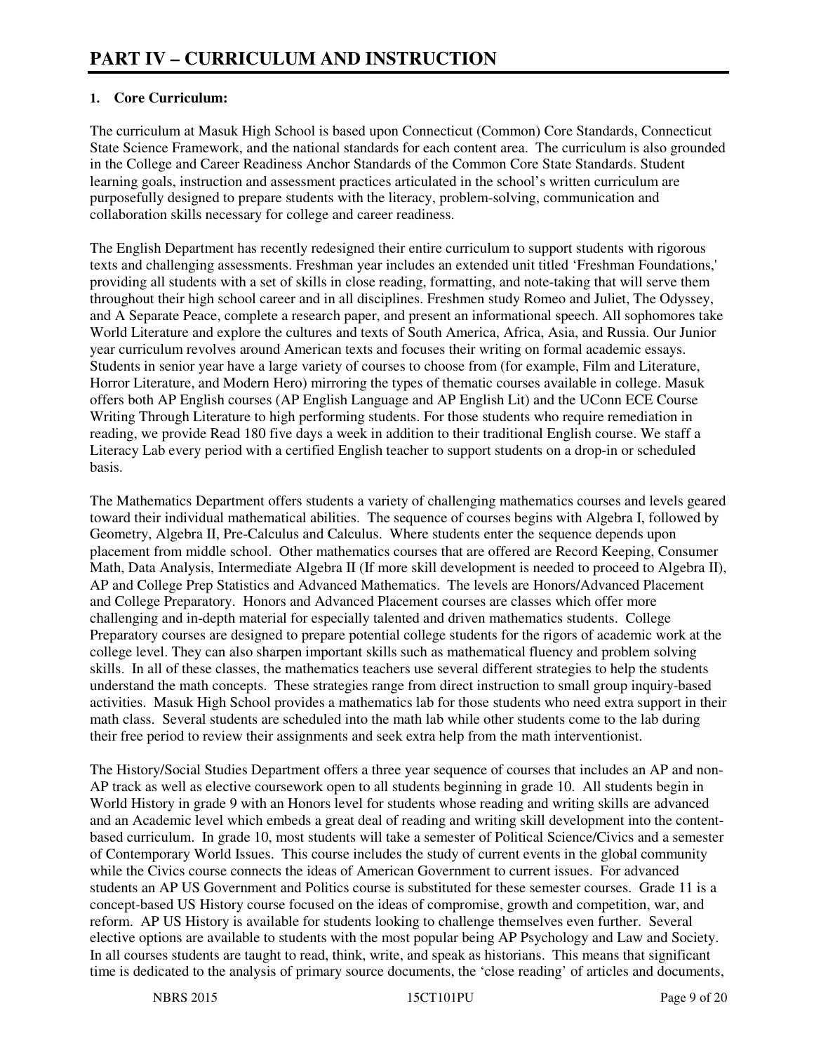# PART IV – CURRICULUM AND INSTRUCTION

**1. Core Curriculum:**

The curriculum at Masuk High School is based upon Connecticut (Common) Core Standards, Connecticut State Science Framework, and the national standards for each content area. The curriculum is also grounded in the College and Career Readiness Anchor Standards of the Common Core State Standards. Student learning goals, instruction and assessment practices articulated in the school's written curriculum are purposefully designed to prepare students with the literacy, problem-solving, communication and collaboration skills necessary for college and career readiness.

The English Department has recently redesigned their entire curriculum to support students with rigorous texts and challenging assessments. Freshman year includes an extended unit titled 'Freshman Foundations,' providing all students with a set of skills in close reading, formatting, and note-taking that will serve them throughout their high school career and in all disciplines. Freshmen study Romeo and Juliet, The Odyssey, and A Separate Peace, complete a research paper, and present an informational speech. All sophomores take World Literature and explore the cultures and texts of South America, Africa, Asia, and Russia. Our Junior year curriculum revolves around American texts and focuses their writing on formal academic essays. Students in senior year have a large variety of courses to choose from (for example, Film and Literature, Horror Literature, and Modern Hero) mirroring the types of thematic courses available in college. Masuk offers both AP English courses (AP English Language and AP English Lit) and the UConn ECE Course Writing Through Literature to high performing students. For those students who require remediation in reading, we provide Read 180 five days a week in addition to their traditional English course. We staff a Literacy Lab every period with a certified English teacher to support students on a drop-in or scheduled basis.

The Mathematics Department offers students a variety of challenging mathematics courses and levels geared toward their individual mathematical abilities. The sequence of courses begins with Algebra I, followed by Geometry, Algebra II, Pre-Calculus and Calculus. Where students enter the sequence depends upon placement from middle school. Other mathematics courses that are offered are Record Keeping, Consumer Math, Data Analysis, Intermediate Algebra II (If more skill development is needed to proceed to Algebra II), AP and College Prep Statistics and Advanced Mathematics. The levels are Honors/Advanced Placement and College Preparatory. Honors and Advanced Placement courses are classes which offer more challenging and in-depth material for especially talented and driven mathematics students. College Preparatory courses are designed to prepare potential college students for the rigors of academic work at the college level. They can also sharpen important skills such as mathematical fluency and problem solving skills. In all of these classes, the mathematics teachers use several different strategies to help the students understand the math concepts. These strategies range from direct instruction to small group inquiry-based activities. Masuk High School provides a mathematics lab for those students who need extra support in their math class. Several students are scheduled into the math lab while other students come to the lab during their free period to review their assignments and seek extra help from the math interventionist.

The History/Social Studies Department offers a three year sequence of courses that includes an AP and non-AP track as well as elective coursework open to all students beginning in grade 10. All students begin in World History in grade 9 with an Honors level for students whose reading and writing skills are advanced and an Academic level which embeds a great deal of reading and writing skill development into the content-based curriculum. In grade 10, most students will take a semester of Political Science/Civics and a semester of Contemporary World Issues. This course includes the study of current events in the global community while the Civics course connects the ideas of American Government to current issues. For advanced students an AP US Government and Politics course is substituted for these semester courses. Grade 11 is a concept-based US History course focused on the ideas of compromise, growth and competition, war, and reform. AP US History is available for students looking to challenge themselves even further. Several elective options are available to students with the most popular being AP Psychology and Law and Society. In all courses students are taught to read, think, write, and speak as historians. This means that significant time is dedicated to the analysis of primary source documents, the 'close reading' of articles and documents,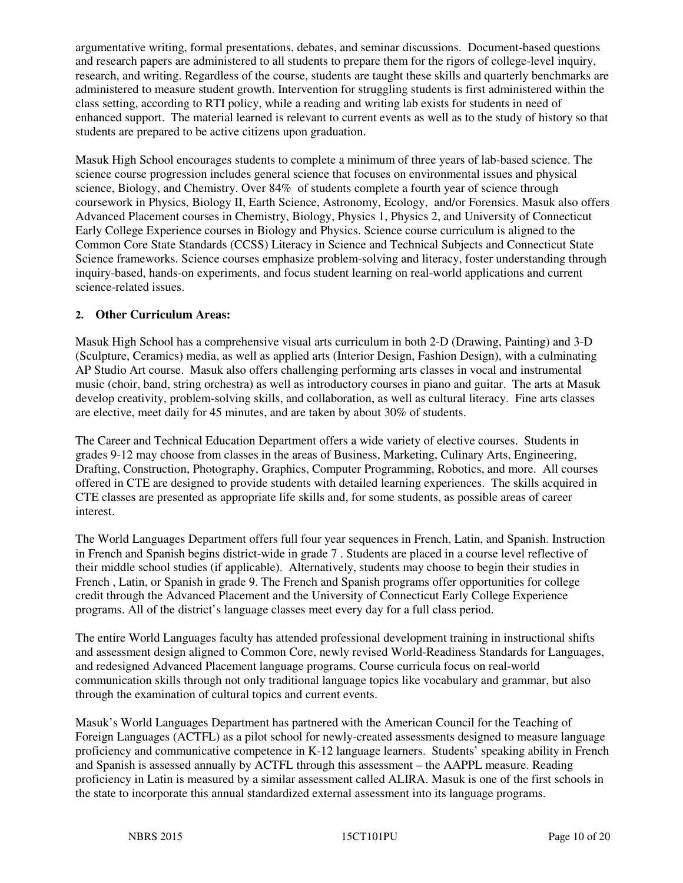argumentative writing, formal presentations, debates, and seminar discussions. Document-based questions and research papers are administered to all students to prepare them for the rigors of college-level inquiry, research, and writing. Regardless of the course, students are taught these skills and quarterly benchmarks are administered to measure student growth. Intervention for struggling students is first administered within the class setting, according to RTI policy, while a reading and writing lab exists for students in need of enhanced support. The material learned is relevant to current events as well as to the study of history so that students are prepared to be active citizens upon graduation.

Masuk High School encourages students to complete a minimum of three years of lab-based science. The science course progression includes general science that focuses on environmental issues and physical science, Biology, and Chemistry. Over 84% of students complete a fourth year of science through coursework in Physics, Biology II, Earth Science, Astronomy, Ecology, and/or Forensics. Masuk also offers Advanced Placement courses in Chemistry, Biology, Physics 1, Physics 2, and University of Connecticut Early College Experience courses in Biology and Physics. Science course curriculum is aligned to the Common Core State Standards (CCSS) Literacy in Science and Technical Subjects and Connecticut State Science frameworks. Science courses emphasize problem-solving and literacy, foster understanding through inquiry-based, hands-on experiments, and focus student learning on real-world applications and current science-related issues.

**2. Other Curriculum Areas:**

Masuk High School has a comprehensive visual arts curriculum in both 2-D (Drawing, Painting) and 3-D (Sculpture, Ceramics) media, as well as applied arts (Interior Design, Fashion Design), with a culminating AP Studio Art course. Masuk also offers challenging performing arts classes in vocal and instrumental music (choir, band, string orchestra) as well as introductory courses in piano and guitar. The arts at Masuk develop creativity, problem-solving skills, and collaboration, as well as cultural literacy. Fine arts classes are elective, meet daily for 45 minutes, and are taken by about 30% of students.

The Career and Technical Education Department offers a wide variety of elective courses. Students in grades 9-12 may choose from classes in the areas of Business, Marketing, Culinary Arts, Engineering, Drafting, Construction, Photography, Graphics, Computer Programming, Robotics, and more. All courses offered in CTE are designed to provide students with detailed learning experiences. The skills acquired in CTE classes are presented as appropriate life skills and, for some students, as possible areas of career interest.

The World Languages Department offers full four year sequences in French, Latin, and Spanish. Instruction in French and Spanish begins district-wide in grade 7 . Students are placed in a course level reflective of their middle school studies (if applicable). Alternatively, students may choose to begin their studies in French , Latin, or Spanish in grade 9. The French and Spanish programs offer opportunities for college credit through the Advanced Placement and the University of Connecticut Early College Experience programs. All of the district's language classes meet every day for a full class period.

The entire World Languages faculty has attended professional development training in instructional shifts and assessment design aligned to Common Core, newly revised World-Readiness Standards for Languages, and redesigned Advanced Placement language programs. Course curricula focus on real-world communication skills through not only traditional language topics like vocabulary and grammar, but also through the examination of cultural topics and current events.

Masuk's World Languages Department has partnered with the American Council for the Teaching of Foreign Languages (ACTFL) as a pilot school for newly-created assessments designed to measure language proficiency and communicative competence in K-12 language learners. Students' speaking ability in French and Spanish is assessed annually by ACTFL through this assessment – the AAPPL measure. Reading proficiency in Latin is measured by a similar assessment called ALIRA. Masuk is one of the first schools in the state to incorporate this annual standardized external assessment into its language programs.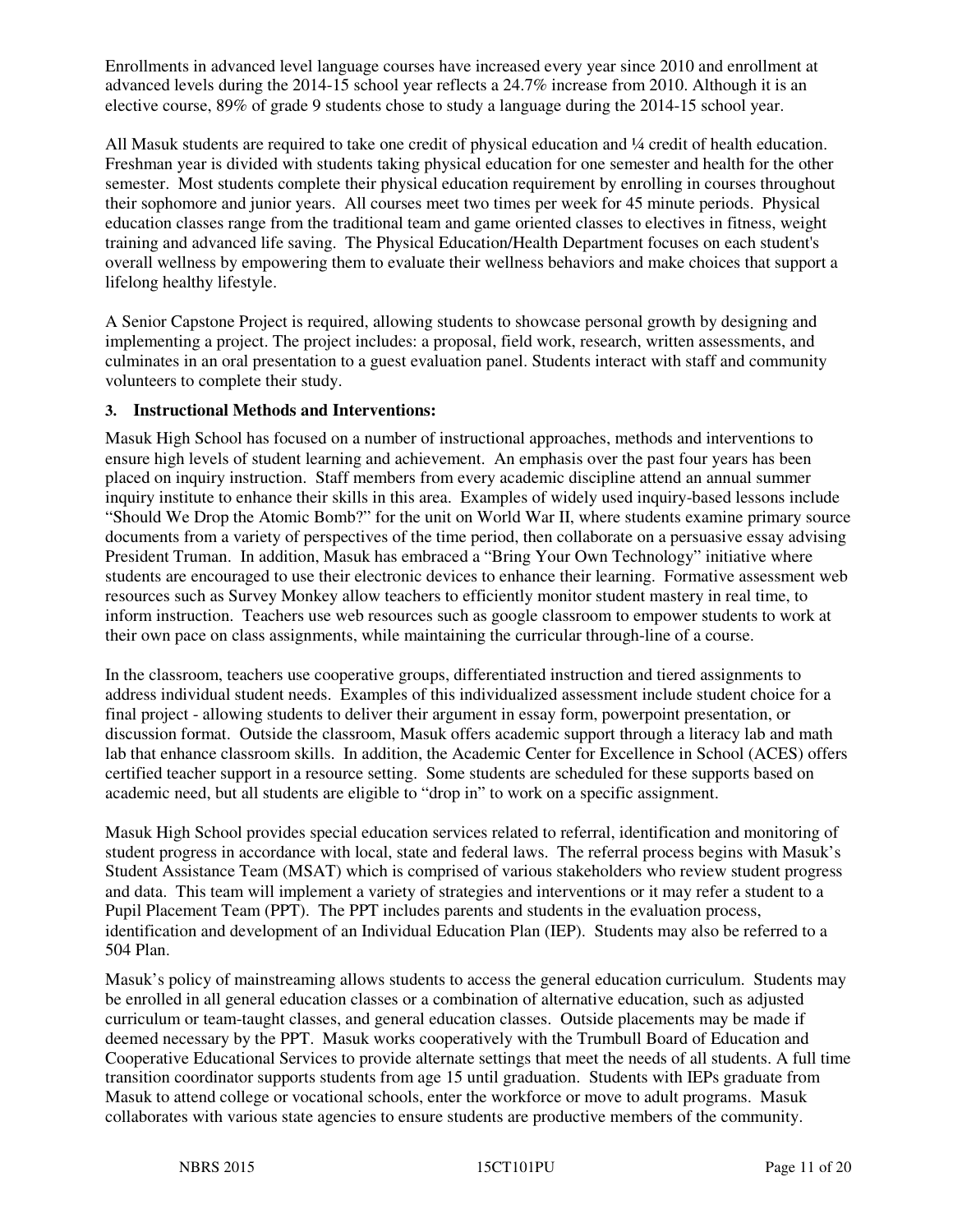Enrollments in advanced level language courses have increased every year since 2010 and enrollment at advanced levels during the 2014-15 school year reflects a 24.7% increase from 2010. Although it is an elective course, 89% of grade 9 students chose to study a language during the 2014-15 school year.

All Masuk students are required to take one credit of physical education and ¼ credit of health education. Freshman year is divided with students taking physical education for one semester and health for the other semester. Most students complete their physical education requirement by enrolling in courses throughout their sophomore and junior years. All courses meet two times per week for 45 minute periods. Physical education classes range from the traditional team and game oriented classes to electives in fitness, weight training and advanced life saving. The Physical Education/Health Department focuses on each student's overall wellness by empowering them to evaluate their wellness behaviors and make choices that support a lifelong healthy lifestyle.

A Senior Capstone Project is required, allowing students to showcase personal growth by designing and implementing a project. The project includes: a proposal, field work, research, written assessments, and culminates in an oral presentation to a guest evaluation panel. Students interact with staff and community volunteers to complete their study.

### 3. Instructional Methods and Interventions:

Masuk High School has focused on a number of instructional approaches, methods and interventions to ensure high levels of student learning and achievement. An emphasis over the past four years has been placed on inquiry instruction. Staff members from every academic discipline attend an annual summer inquiry institute to enhance their skills in this area. Examples of widely used inquiry-based lessons include "Should We Drop the Atomic Bomb?" for the unit on World War II, where students examine primary source documents from a variety of perspectives of the time period, then collaborate on a persuasive essay advising President Truman. In addition, Masuk has embraced a "Bring Your Own Technology" initiative where students are encouraged to use their electronic devices to enhance their learning. Formative assessment web resources such as Survey Monkey allow teachers to efficiently monitor student mastery in real time, to inform instruction. Teachers use web resources such as google classroom to empower students to work at their own pace on class assignments, while maintaining the curricular through-line of a course.

In the classroom, teachers use cooperative groups, differentiated instruction and tiered assignments to address individual student needs. Examples of this individualized assessment include student choice for a final project - allowing students to deliver their argument in essay form, powerpoint presentation, or discussion format. Outside the classroom, Masuk offers academic support through a literacy lab and math lab that enhance classroom skills. In addition, the Academic Center for Excellence in School (ACES) offers certified teacher support in a resource setting. Some students are scheduled for these supports based on academic need, but all students are eligible to "drop in" to work on a specific assignment.

Masuk High School provides special education services related to referral, identification and monitoring of student progress in accordance with local, state and federal laws. The referral process begins with Masuk's Student Assistance Team (MSAT) which is comprised of various stakeholders who review student progress and data. This team will implement a variety of strategies and interventions or it may refer a student to a Pupil Placement Team (PPT). The PPT includes parents and students in the evaluation process, identification and development of an Individual Education Plan (IEP). Students may also be referred to a 504 Plan.

Masuk's policy of mainstreaming allows students to access the general education curriculum. Students may be enrolled in all general education classes or a combination of alternative education, such as adjusted curriculum or team-taught classes, and general education classes. Outside placements may be made if deemed necessary by the PPT. Masuk works cooperatively with the Trumbull Board of Education and Cooperative Educational Services to provide alternate settings that meet the needs of all students. A full time transition coordinator supports students from age 15 until graduation. Students with IEPs graduate from Masuk to attend college or vocational schools, enter the workforce or move to adult programs. Masuk collaborates with various state agencies to ensure students are productive members of the community.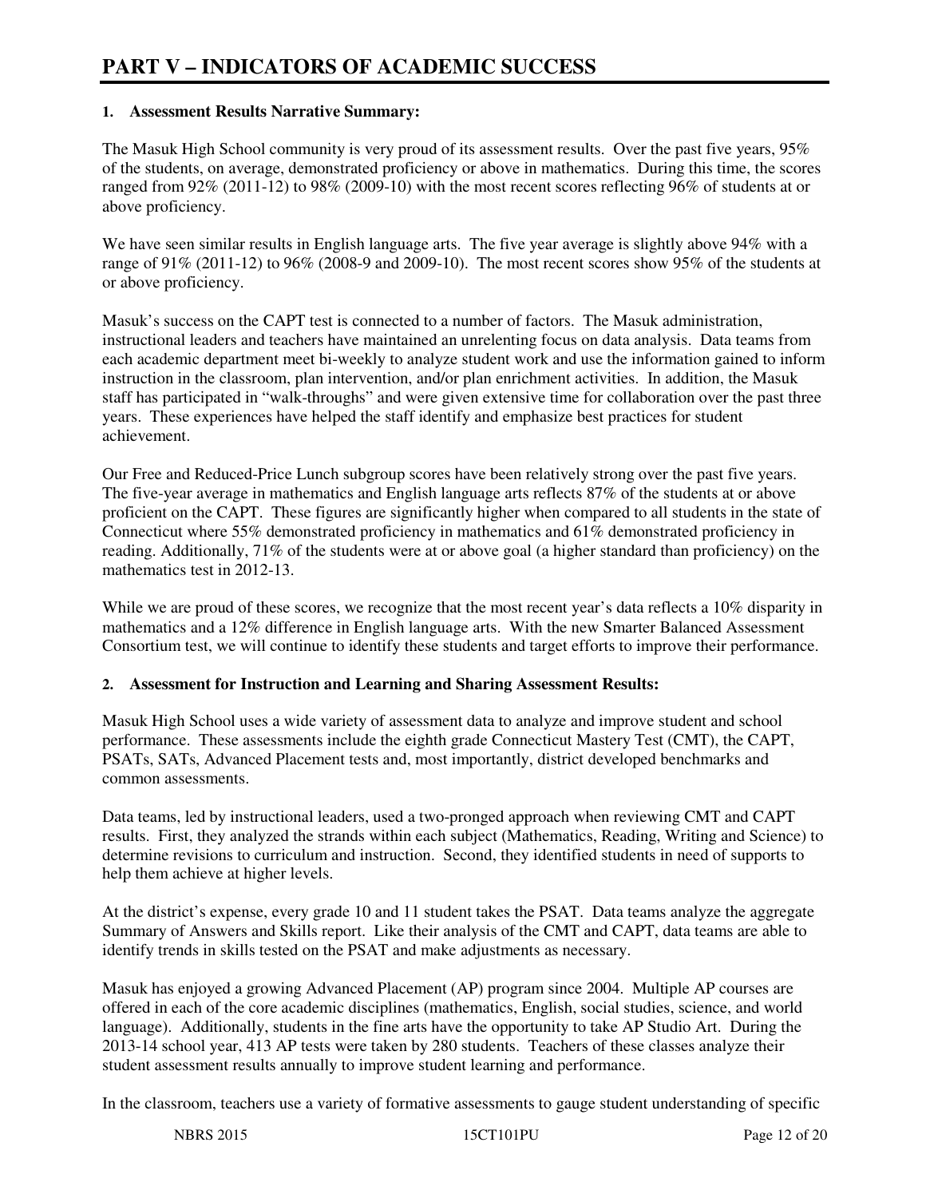# PART V – INDICATORS OF ACADEMIC SUCCESS

**1. Assessment Results Narrative Summary:**

The Masuk High School community is very proud of its assessment results. Over the past five years, 95% of the students, on average, demonstrated proficiency or above in mathematics. During this time, the scores ranged from 92% (2011-12) to 98% (2009-10) with the most recent scores reflecting 96% of students at or above proficiency.

We have seen similar results in English language arts. The five year average is slightly above 94% with a range of 91% (2011-12) to 96% (2008-9 and 2009-10). The most recent scores show 95% of the students at or above proficiency.

Masuk's success on the CAPT test is connected to a number of factors. The Masuk administration, instructional leaders and teachers have maintained an unrelenting focus on data analysis. Data teams from each academic department meet bi-weekly to analyze student work and use the information gained to inform instruction in the classroom, plan intervention, and/or plan enrichment activities. In addition, the Masuk staff has participated in "walk-throughs" and were given extensive time for collaboration over the past three years. These experiences have helped the staff identify and emphasize best practices for student achievement.

Our Free and Reduced-Price Lunch subgroup scores have been relatively strong over the past five years. The five-year average in mathematics and English language arts reflects 87% of the students at or above proficient on the CAPT. These figures are significantly higher when compared to all students in the state of Connecticut where 55% demonstrated proficiency in mathematics and 61% demonstrated proficiency in reading. Additionally, 71% of the students were at or above goal (a higher standard than proficiency) on the mathematics test in 2012-13.

While we are proud of these scores, we recognize that the most recent year's data reflects a 10% disparity in mathematics and a 12% difference in English language arts. With the new Smarter Balanced Assessment Consortium test, we will continue to identify these students and target efforts to improve their performance.

**2. Assessment for Instruction and Learning and Sharing Assessment Results:**

Masuk High School uses a wide variety of assessment data to analyze and improve student and school performance. These assessments include the eighth grade Connecticut Mastery Test (CMT), the CAPT, PSATs, SATs, Advanced Placement tests and, most importantly, district developed benchmarks and common assessments.

Data teams, led by instructional leaders, used a two-pronged approach when reviewing CMT and CAPT results. First, they analyzed the strands within each subject (Mathematics, Reading, Writing and Science) to determine revisions to curriculum and instruction. Second, they identified students in need of supports to help them achieve at higher levels.

At the district's expense, every grade 10 and 11 student takes the PSAT. Data teams analyze the aggregate Summary of Answers and Skills report. Like their analysis of the CMT and CAPT, data teams are able to identify trends in skills tested on the PSAT and make adjustments as necessary.

Masuk has enjoyed a growing Advanced Placement (AP) program since 2004. Multiple AP courses are offered in each of the core academic disciplines (mathematics, English, social studies, science, and world language). Additionally, students in the fine arts have the opportunity to take AP Studio Art. During the 2013-14 school year, 413 AP tests were taken by 280 students. Teachers of these classes analyze their student assessment results annually to improve student learning and performance.

In the classroom, teachers use a variety of formative assessments to gauge student understanding of specific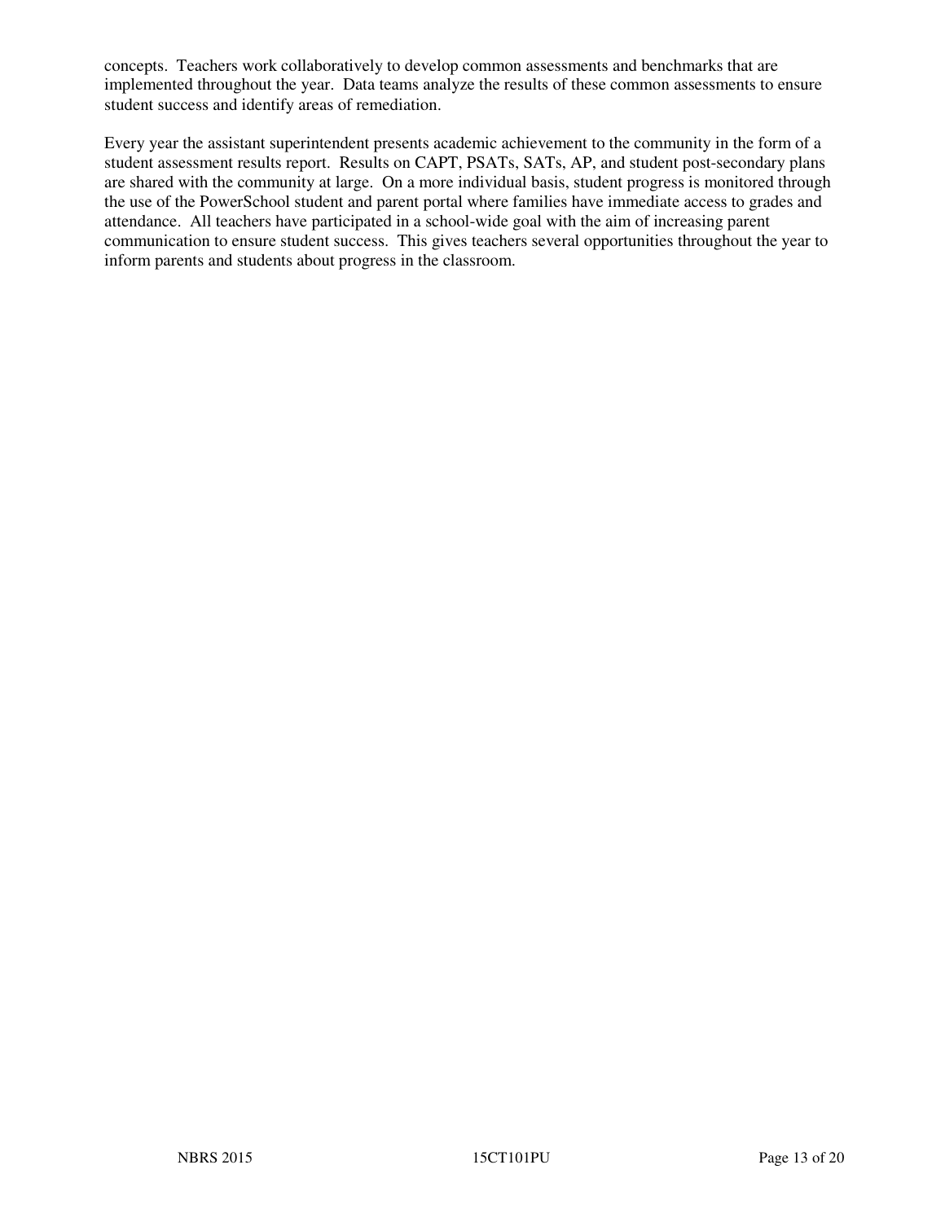concepts. Teachers work collaboratively to develop common assessments and benchmarks that are implemented throughout the year. Data teams analyze the results of these common assessments to ensure student success and identify areas of remediation.

Every year the assistant superintendent presents academic achievement to the community in the form of a student assessment results report. Results on CAPT, PSATs, SATs, AP, and student post-secondary plans are shared with the community at large. On a more individual basis, student progress is monitored through the use of the PowerSchool student and parent portal where families have immediate access to grades and attendance. All teachers have participated in a school-wide goal with the aim of increasing parent communication to ensure student success. This gives teachers several opportunities throughout the year to inform parents and students about progress in the classroom.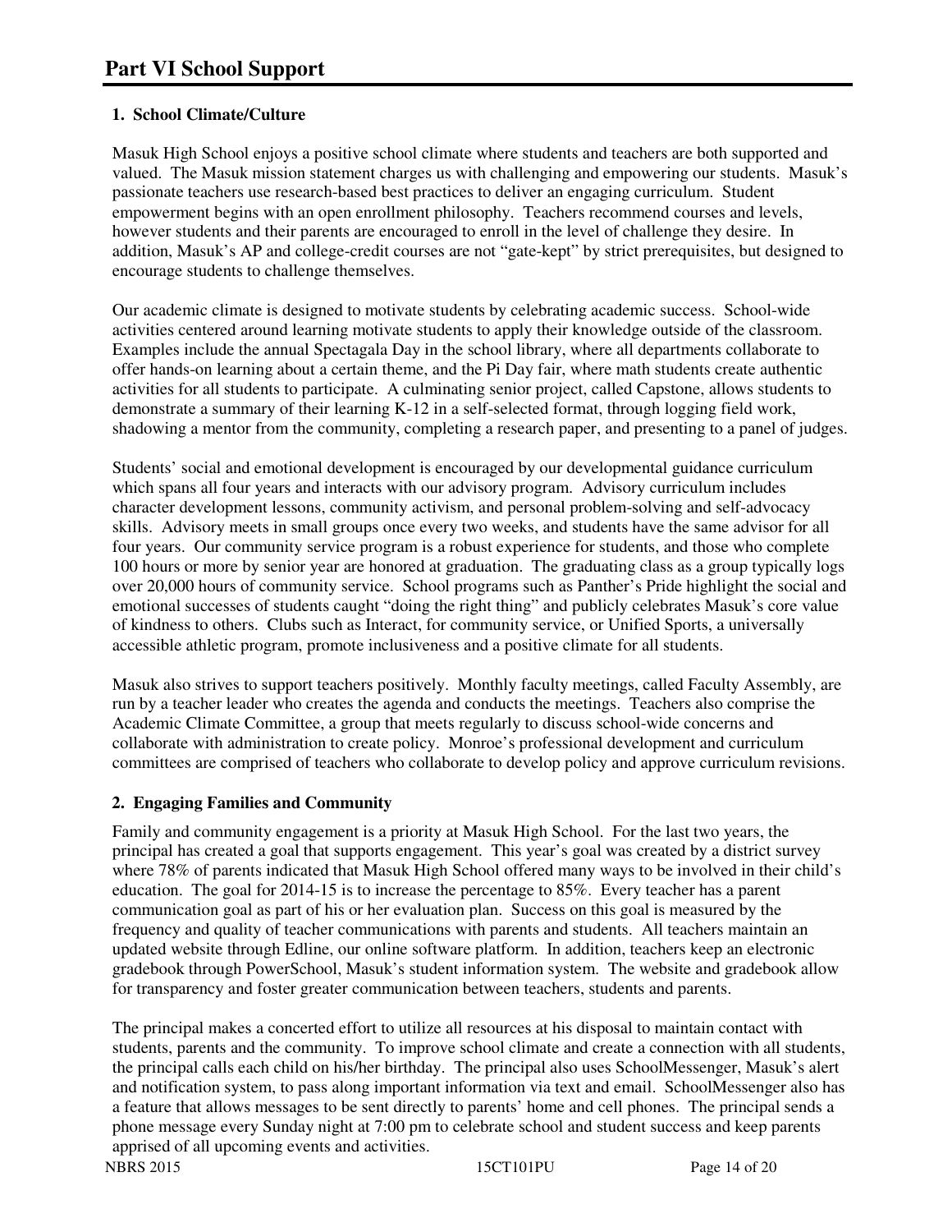# Part VI School Support

## 1. School Climate/Culture

Masuk High School enjoys a positive school climate where students and teachers are both supported and valued. The Masuk mission statement charges us with challenging and empowering our students. Masuk's passionate teachers use research-based best practices to deliver an engaging curriculum. Student empowerment begins with an open enrollment philosophy. Teachers recommend courses and levels, however students and their parents are encouraged to enroll in the level of challenge they desire. In addition, Masuk's AP and college-credit courses are not "gate-kept" by strict prerequisites, but designed to encourage students to challenge themselves.

Our academic climate is designed to motivate students by celebrating academic success. School-wide activities centered around learning motivate students to apply their knowledge outside of the classroom. Examples include the annual Spectagala Day in the school library, where all departments collaborate to offer hands-on learning about a certain theme, and the Pi Day fair, where math students create authentic activities for all students to participate. A culminating senior project, called Capstone, allows students to demonstrate a summary of their learning K-12 in a self-selected format, through logging field work, shadowing a mentor from the community, completing a research paper, and presenting to a panel of judges.

Students' social and emotional development is encouraged by our developmental guidance curriculum which spans all four years and interacts with our advisory program. Advisory curriculum includes character development lessons, community activism, and personal problem-solving and self-advocacy skills. Advisory meets in small groups once every two weeks, and students have the same advisor for all four years. Our community service program is a robust experience for students, and those who complete 100 hours or more by senior year are honored at graduation. The graduating class as a group typically logs over 20,000 hours of community service. School programs such as Panther's Pride highlight the social and emotional successes of students caught "doing the right thing" and publicly celebrates Masuk's core value of kindness to others. Clubs such as Interact, for community service, or Unified Sports, a universally accessible athletic program, promote inclusiveness and a positive climate for all students.

Masuk also strives to support teachers positively. Monthly faculty meetings, called Faculty Assembly, are run by a teacher leader who creates the agenda and conducts the meetings. Teachers also comprise the Academic Climate Committee, a group that meets regularly to discuss school-wide concerns and collaborate with administration to create policy. Monroe's professional development and curriculum committees are comprised of teachers who collaborate to develop policy and approve curriculum revisions.

## 2. Engaging Families and Community

Family and community engagement is a priority at Masuk High School. For the last two years, the principal has created a goal that supports engagement. This year's goal was created by a district survey where 78% of parents indicated that Masuk High School offered many ways to be involved in their child's education. The goal for 2014-15 is to increase the percentage to 85%. Every teacher has a parent communication goal as part of his or her evaluation plan. Success on this goal is measured by the frequency and quality of teacher communications with parents and students. All teachers maintain an updated website through Edline, our online software platform. In addition, teachers keep an electronic gradebook through PowerSchool, Masuk's student information system. The website and gradebook allow for transparency and foster greater communication between teachers, students and parents.

The principal makes a concerted effort to utilize all resources at his disposal to maintain contact with students, parents and the community. To improve school climate and create a connection with all students, the principal calls each child on his/her birthday. The principal also uses SchoolMessenger, Masuk's alert and notification system, to pass along important information via text and email. SchoolMessenger also has a feature that allows messages to be sent directly to parents' home and cell phones. The principal sends a phone message every Sunday night at 7:00 pm to celebrate school and student success and keep parents apprised of all upcoming events and activities.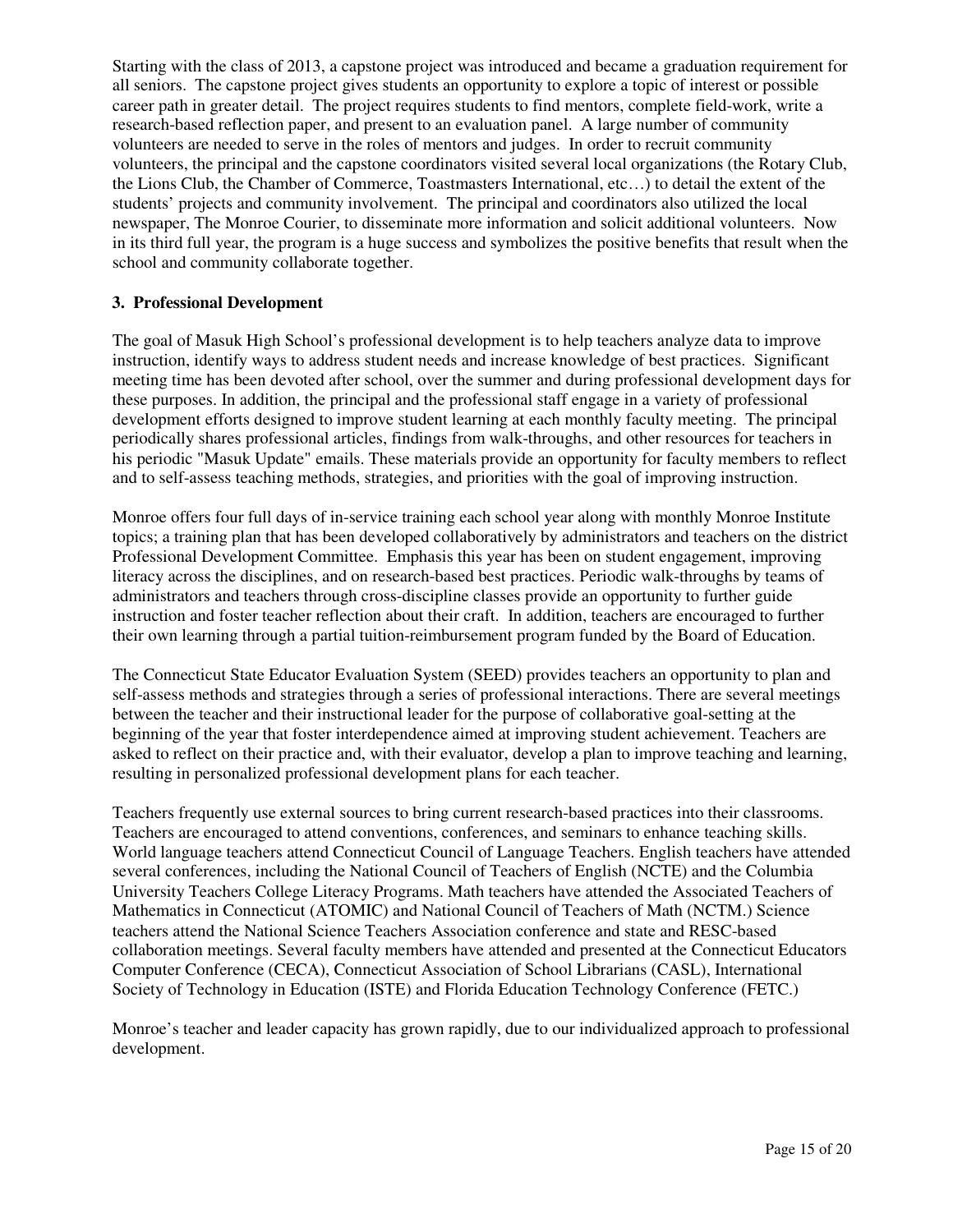Starting with the class of 2013, a capstone project was introduced and became a graduation requirement for all seniors. The capstone project gives students an opportunity to explore a topic of interest or possible career path in greater detail. The project requires students to find mentors, complete field-work, write a research-based reflection paper, and present to an evaluation panel. A large number of community volunteers are needed to serve in the roles of mentors and judges. In order to recruit community volunteers, the principal and the capstone coordinators visited several local organizations (the Rotary Club, the Lions Club, the Chamber of Commerce, Toastmasters International, etc…) to detail the extent of the students' projects and community involvement. The principal and coordinators also utilized the local newspaper, The Monroe Courier, to disseminate more information and solicit additional volunteers. Now in its third full year, the program is a huge success and symbolizes the positive benefits that result when the school and community collaborate together.

**3. Professional Development**

The goal of Masuk High School's professional development is to help teachers analyze data to improve instruction, identify ways to address student needs and increase knowledge of best practices. Significant meeting time has been devoted after school, over the summer and during professional development days for these purposes. In addition, the principal and the professional staff engage in a variety of professional development efforts designed to improve student learning at each monthly faculty meeting. The principal periodically shares professional articles, findings from walk-throughs, and other resources for teachers in his periodic "Masuk Update" emails. These materials provide an opportunity for faculty members to reflect and to self-assess teaching methods, strategies, and priorities with the goal of improving instruction.

Monroe offers four full days of in-service training each school year along with monthly Monroe Institute topics; a training plan that has been developed collaboratively by administrators and teachers on the district Professional Development Committee. Emphasis this year has been on student engagement, improving literacy across the disciplines, and on research-based best practices. Periodic walk-throughs by teams of administrators and teachers through cross-discipline classes provide an opportunity to further guide instruction and foster teacher reflection about their craft. In addition, teachers are encouraged to further their own learning through a partial tuition-reimbursement program funded by the Board of Education.

The Connecticut State Educator Evaluation System (SEED) provides teachers an opportunity to plan and self-assess methods and strategies through a series of professional interactions. There are several meetings between the teacher and their instructional leader for the purpose of collaborative goal-setting at the beginning of the year that foster interdependence aimed at improving student achievement. Teachers are asked to reflect on their practice and, with their evaluator, develop a plan to improve teaching and learning, resulting in personalized professional development plans for each teacher.

Teachers frequently use external sources to bring current research-based practices into their classrooms. Teachers are encouraged to attend conventions, conferences, and seminars to enhance teaching skills. World language teachers attend Connecticut Council of Language Teachers. English teachers have attended several conferences, including the National Council of Teachers of English (NCTE) and the Columbia University Teachers College Literacy Programs. Math teachers have attended the Associated Teachers of Mathematics in Connecticut (ATOMIC) and National Council of Teachers of Math (NCTM.) Science teachers attend the National Science Teachers Association conference and state and RESC-based collaboration meetings. Several faculty members have attended and presented at the Connecticut Educators Computer Conference (CECA), Connecticut Association of School Librarians (CASL), International Society of Technology in Education (ISTE) and Florida Education Technology Conference (FETC.)

Monroe's teacher and leader capacity has grown rapidly, due to our individualized approach to professional development.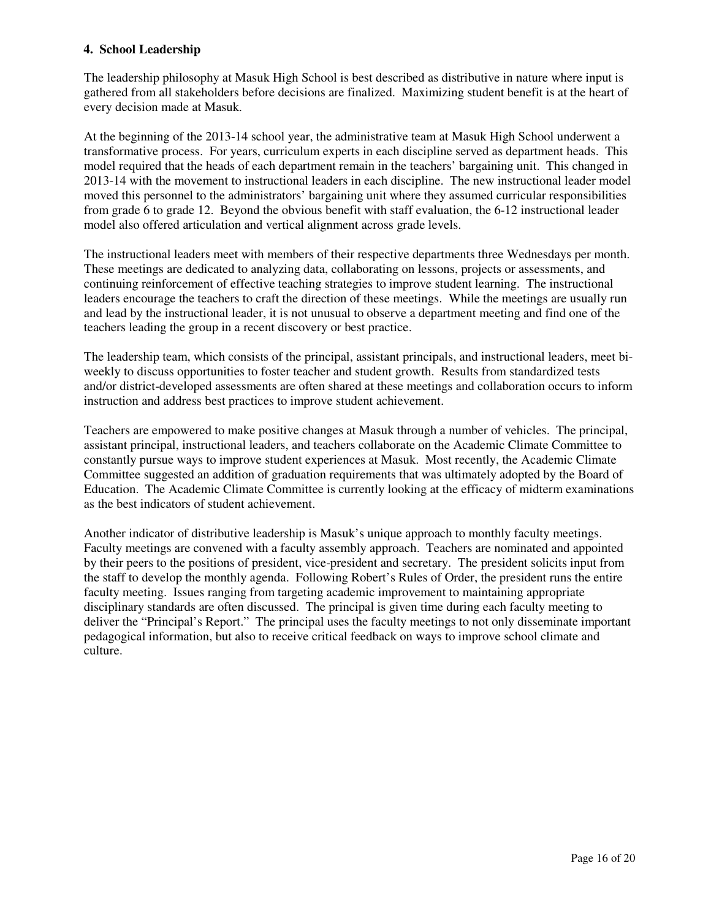**4. School Leadership**

The leadership philosophy at Masuk High School is best described as distributive in nature where input is gathered from all stakeholders before decisions are finalized. Maximizing student benefit is at the heart of every decision made at Masuk.

At the beginning of the 2013-14 school year, the administrative team at Masuk High School underwent a transformative process. For years, curriculum experts in each discipline served as department heads. This model required that the heads of each department remain in the teachers' bargaining unit. This changed in 2013-14 with the movement to instructional leaders in each discipline. The new instructional leader model moved this personnel to the administrators' bargaining unit where they assumed curricular responsibilities from grade 6 to grade 12. Beyond the obvious benefit with staff evaluation, the 6-12 instructional leader model also offered articulation and vertical alignment across grade levels.

The instructional leaders meet with members of their respective departments three Wednesdays per month. These meetings are dedicated to analyzing data, collaborating on lessons, projects or assessments, and continuing reinforcement of effective teaching strategies to improve student learning. The instructional leaders encourage the teachers to craft the direction of these meetings. While the meetings are usually run and lead by the instructional leader, it is not unusual to observe a department meeting and find one of the teachers leading the group in a recent discovery or best practice.

The leadership team, which consists of the principal, assistant principals, and instructional leaders, meet bi-weekly to discuss opportunities to foster teacher and student growth. Results from standardized tests and/or district-developed assessments are often shared at these meetings and collaboration occurs to inform instruction and address best practices to improve student achievement.

Teachers are empowered to make positive changes at Masuk through a number of vehicles. The principal, assistant principal, instructional leaders, and teachers collaborate on the Academic Climate Committee to constantly pursue ways to improve student experiences at Masuk. Most recently, the Academic Climate Committee suggested an addition of graduation requirements that was ultimately adopted by the Board of Education. The Academic Climate Committee is currently looking at the efficacy of midterm examinations as the best indicators of student achievement.

Another indicator of distributive leadership is Masuk's unique approach to monthly faculty meetings. Faculty meetings are convened with a faculty assembly approach. Teachers are nominated and appointed by their peers to the positions of president, vice-president and secretary. The president solicits input from the staff to develop the monthly agenda. Following Robert's Rules of Order, the president runs the entire faculty meeting. Issues ranging from targeting academic improvement to maintaining appropriate disciplinary standards are often discussed. The principal is given time during each faculty meeting to deliver the "Principal's Report." The principal uses the faculty meetings to not only disseminate important pedagogical information, but also to receive critical feedback on ways to improve school climate and culture.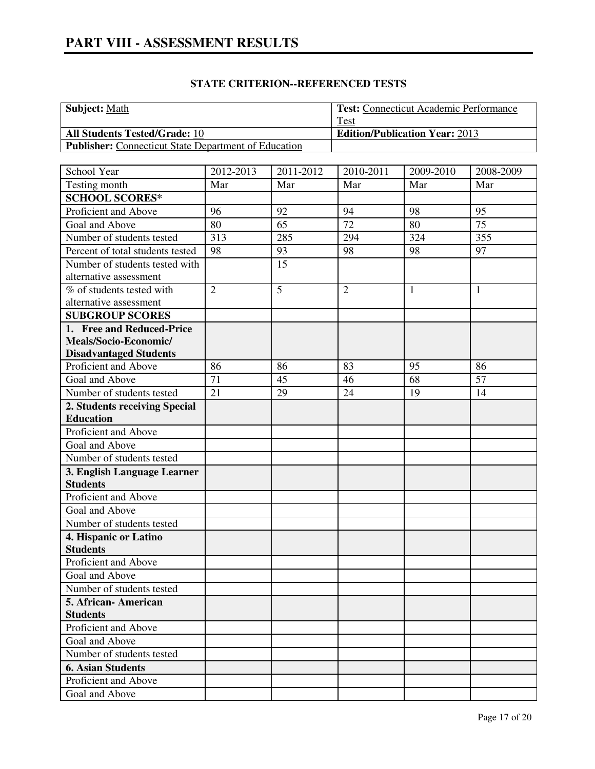# PART VIII - ASSESSMENT RESULTS

**STATE CRITERION--REFERENCED TESTS**

| **Subject:** Math | **Test:** Connecticut Academic Performance Test |
|---|---|
| **All Students Tested/Grade:** 10 | **Edition/Publication Year:** 2013 |
| **Publisher:** Connecticut State Department of Education | |

| School Year | 2012-2013 | 2011-2012 | 2010-2011 | 2009-2010 | 2008-2009 |
|---|---|---|---|---|---|
| Testing month | Mar | Mar | Mar | Mar | Mar |
| **SCHOOL SCORES*** | | | | | |
| Proficient and Above | 96 | 92 | 94 | 98 | 95 |
| Goal and Above | 80 | 65 | 72 | 80 | 75 |
| Number of students tested | 313 | 285 | 294 | 324 | 355 |
| Percent of total students tested | 98 | 93 | 98 | 98 | 97 |
| Number of students tested with alternative assessment | | 15 | | | |
| % of students tested with alternative assessment | 2 | 5 | 2 | 1 | 1 |
| **SUBGROUP SCORES** | | | | | |
| **1. Free and Reduced-Price Meals/Socio-Economic/ Disadvantaged Students** | | | | | |
| Proficient and Above | 86 | 86 | 83 | 95 | 86 |
| Goal and Above | 71 | 45 | 46 | 68 | 57 |
| Number of students tested | 21 | 29 | 24 | 19 | 14 |
| **2. Students receiving Special Education** | | | | | |
| Proficient and Above | | | | | |
| Goal and Above | | | | | |
| Number of students tested | | | | | |
| **3. English Language Learner Students** | | | | | |
| Proficient and Above | | | | | |
| Goal and Above | | | | | |
| Number of students tested | | | | | |
| **4. Hispanic or Latino Students** | | | | | |
| Proficient and Above | | | | | |
| Goal and Above | | | | | |
| Number of students tested | | | | | |
| **5. African- American Students** | | | | | |
| Proficient and Above | | | | | |
| Goal and Above | | | | | |
| Number of students tested | | | | | |
| **6. Asian Students** | | | | | |
| Proficient and Above | | | | | |
| Goal and Above | | | | | |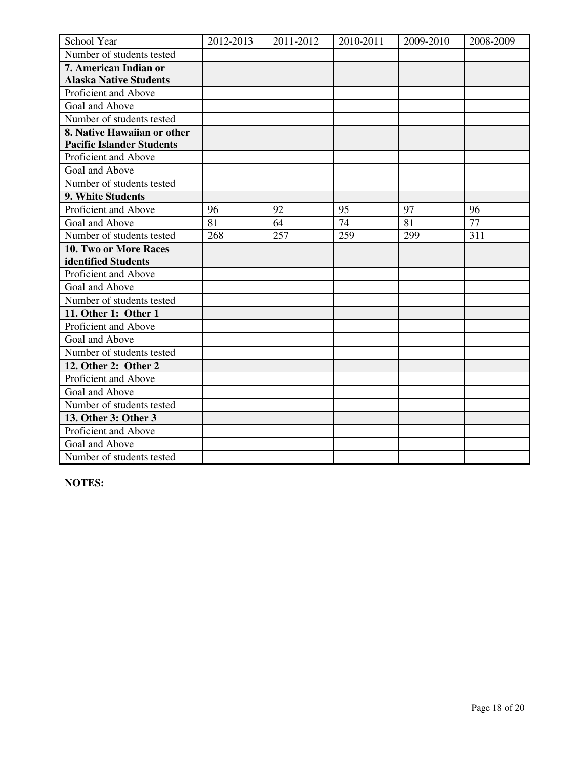| School Year | 2012-2013 | 2011-2012 | 2010-2011 | 2009-2010 | 2008-2009 |
|---|---|---|---|---|---|
| Number of students tested | | | | | |
| **7. American Indian or Alaska Native Students** | | | | | |
| Proficient and Above | | | | | |
| Goal and Above | | | | | |
| Number of students tested | | | | | |
| **8. Native Hawaiian or other Pacific Islander Students** | | | | | |
| Proficient and Above | | | | | |
| Goal and Above | | | | | |
| Number of students tested | | | | | |
| **9. White Students** | | | | | |
| Proficient and Above | 96 | 92 | 95 | 97 | 96 |
| Goal and Above | 81 | 64 | 74 | 81 | 77 |
| Number of students tested | 268 | 257 | 259 | 299 | 311 |
| **10. Two or More Races identified Students** | | | | | |
| Proficient and Above | | | | | |
| Goal and Above | | | | | |
| Number of students tested | | | | | |
| **11. Other 1: Other 1** | | | | | |
| Proficient and Above | | | | | |
| Goal and Above | | | | | |
| Number of students tested | | | | | |
| **12. Other 2: Other 2** | | | | | |
| Proficient and Above | | | | | |
| Goal and Above | | | | | |
| Number of students tested | | | | | |
| **13. Other 3: Other 3** | | | | | |
| Proficient and Above | | | | | |
| Goal and Above | | | | | |
| Number of students tested | | | | | |

**NOTES:**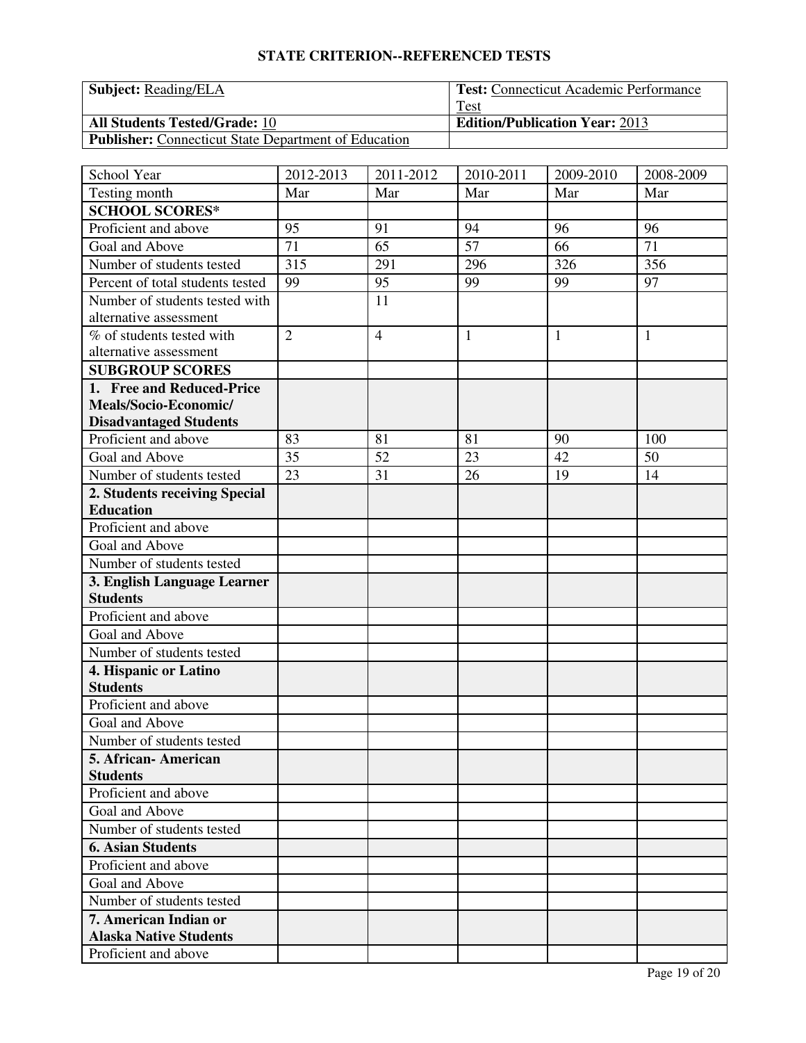## STATE CRITERION--REFERENCED TESTS

| **Subject:** Reading/ELA | **Test:** Connecticut Academic Performance Test |
|---|---|
| **All Students Tested/Grade:** 10 | **Edition/Publication Year:** 2013 |
| **Publisher:** Connecticut State Department of Education | |

| School Year | 2012-2013 | 2011-2012 | 2010-2011 | 2009-2010 | 2008-2009 |
|---|---|---|---|---|---|
| Testing month | Mar | Mar | Mar | Mar | Mar |
| **SCHOOL SCORES*** | | | | | |
| Proficient and above | 95 | 91 | 94 | 96 | 96 |
| Goal and Above | 71 | 65 | 57 | 66 | 71 |
| Number of students tested | 315 | 291 | 296 | 326 | 356 |
| Percent of total students tested | 99 | 95 | 99 | 99 | 97 |
| Number of students tested with alternative assessment | | 11 | | | |
| % of students tested with alternative assessment | 2 | 4 | 1 | 1 | 1 |
| **SUBGROUP SCORES** | | | | | |
| **1. Free and Reduced-Price Meals/Socio-Economic/ Disadvantaged Students** | | | | | |
| Proficient and above | 83 | 81 | 81 | 90 | 100 |
| Goal and Above | 35 | 52 | 23 | 42 | 50 |
| Number of students tested | 23 | 31 | 26 | 19 | 14 |
| **2. Students receiving Special Education** | | | | | |
| Proficient and above | | | | | |
| Goal and Above | | | | | |
| Number of students tested | | | | | |
| **3. English Language Learner Students** | | | | | |
| Proficient and above | | | | | |
| Goal and Above | | | | | |
| Number of students tested | | | | | |
| **4. Hispanic or Latino Students** | | | | | |
| Proficient and above | | | | | |
| Goal and Above | | | | | |
| Number of students tested | | | | | |
| **5. African- American Students** | | | | | |
| Proficient and above | | | | | |
| Goal and Above | | | | | |
| Number of students tested | | | | | |
| **6. Asian Students** | | | | | |
| Proficient and above | | | | | |
| Goal and Above | | | | | |
| Number of students tested | | | | | |
| **7. American Indian or Alaska Native Students** | | | | | |
| Proficient and above | | | | | |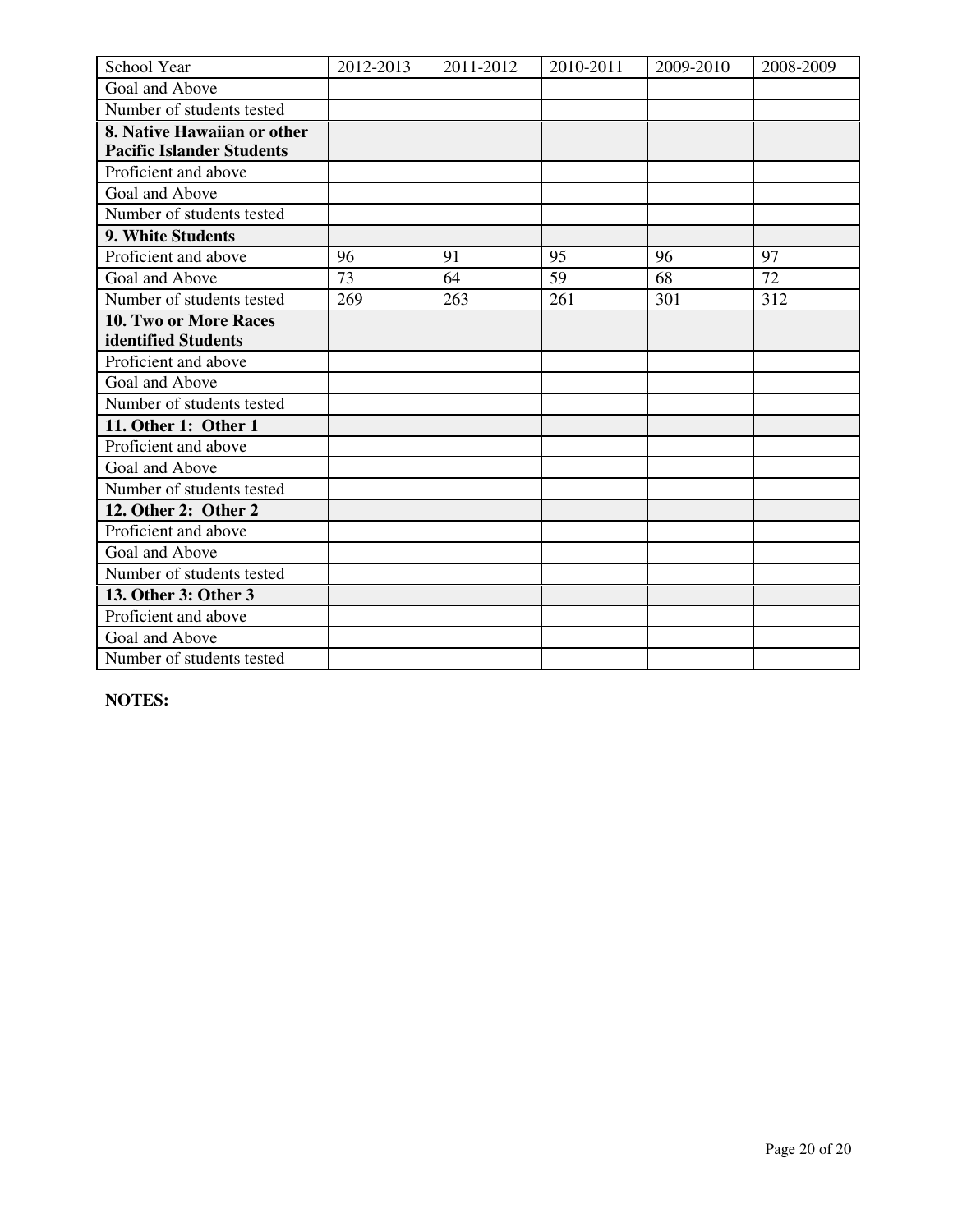| School Year | 2012-2013 | 2011-2012 | 2010-2011 | 2009-2010 | 2008-2009 |
|---|---|---|---|---|---|
| Goal and Above | | | | | |
| Number of students tested | | | | | |
| **8. Native Hawaiian or other Pacific Islander Students** | | | | | |
| Proficient and above | | | | | |
| Goal and Above | | | | | |
| Number of students tested | | | | | |
| **9. White Students** | | | | | |
| Proficient and above | 96 | 91 | 95 | 96 | 97 |
| Goal and Above | 73 | 64 | 59 | 68 | 72 |
| Number of students tested | 269 | 263 | 261 | 301 | 312 |
| **10. Two or More Races identified Students** | | | | | |
| Proficient and above | | | | | |
| Goal and Above | | | | | |
| Number of students tested | | | | | |
| **11. Other 1: Other 1** | | | | | |
| Proficient and above | | | | | |
| Goal and Above | | | | | |
| Number of students tested | | | | | |
| **12. Other 2: Other 2** | | | | | |
| Proficient and above | | | | | |
| Goal and Above | | | | | |
| Number of students tested | | | | | |
| **13. Other 3: Other 3** | | | | | |
| Proficient and above | | | | | |
| Goal and Above | | | | | |
| Number of students tested | | | | | |

**NOTES:**